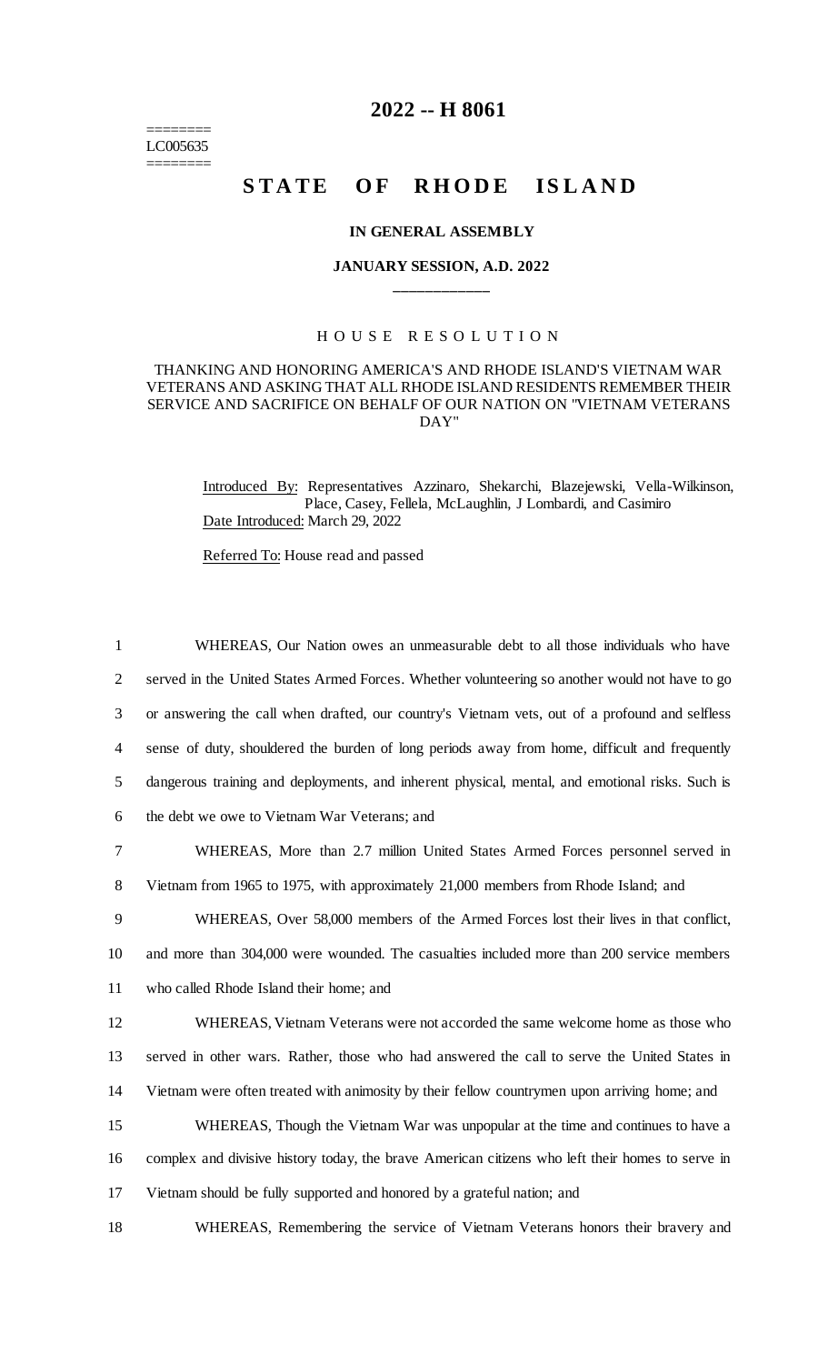# 2022 -- H 8061

========
LC005635
========

## STATE OF RHODE ISLAND

### IN GENERAL ASSEMBLY

### JANUARY SESSION, A.D. 2022

### HOUSE RESOLUTION

THANKING AND HONORING AMERICA'S AND RHODE ISLAND'S VIETNAM WAR VETERANS AND ASKING THAT ALL RHODE ISLAND RESIDENTS REMEMBER THEIR SERVICE AND SACRIFICE ON BEHALF OF OUR NATION ON "VIETNAM VETERANS DAY"

Introduced By: Representatives Azzinaro, Shekarchi, Blazejewski, Vella-Wilkinson, Place, Casey, Fellela, McLaughlin, J Lombardi, and Casimiro

Date Introduced: March 29, 2022

Referred To: House read and passed

WHEREAS, Our Nation owes an unmeasurable debt to all those individuals who have served in the United States Armed Forces. Whether volunteering so another would not have to go or answering the call when drafted, our country's Vietnam vets, out of a profound and selfless sense of duty, shouldered the burden of long periods away from home, difficult and frequently dangerous training and deployments, and inherent physical, mental, and emotional risks. Such is the debt we owe to Vietnam War Veterans; and

WHEREAS, More than 2.7 million United States Armed Forces personnel served in Vietnam from 1965 to 1975, with approximately 21,000 members from Rhode Island; and

WHEREAS, Over 58,000 members of the Armed Forces lost their lives in that conflict, and more than 304,000 were wounded. The casualties included more than 200 service members who called Rhode Island their home; and

WHEREAS, Vietnam Veterans were not accorded the same welcome home as those who served in other wars. Rather, those who had answered the call to serve the United States in Vietnam were often treated with animosity by their fellow countrymen upon arriving home; and

WHEREAS, Though the Vietnam War was unpopular at the time and continues to have a complex and divisive history today, the brave American citizens who left their homes to serve in Vietnam should be fully supported and honored by a grateful nation; and

WHEREAS, Remembering the service of Vietnam Veterans honors their bravery and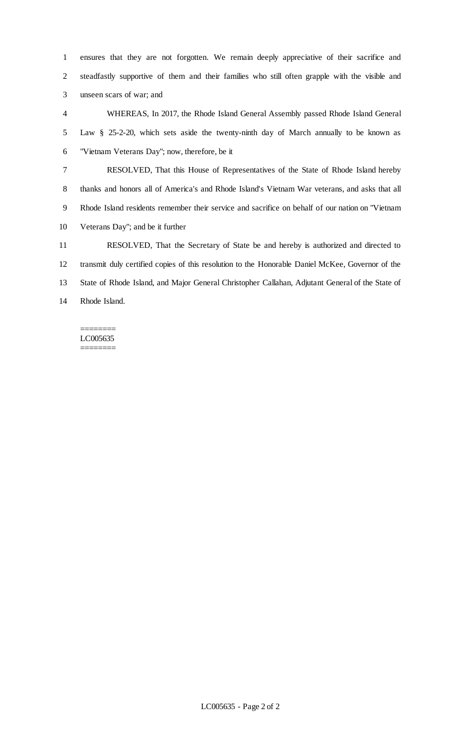ensures that they are not forgotten. We remain deeply appreciative of their sacrifice and steadfastly supportive of them and their families who still often grapple with the visible and unseen scars of war; and

WHEREAS, In 2017, the Rhode Island General Assembly passed Rhode Island General Law § 25-2-20, which sets aside the twenty-ninth day of March annually to be known as "Vietnam Veterans Day"; now, therefore, be it

RESOLVED, That this House of Representatives of the State of Rhode Island hereby thanks and honors all of America's and Rhode Island's Vietnam War veterans, and asks that all Rhode Island residents remember their service and sacrifice on behalf of our nation on "Vietnam Veterans Day"; and be it further

RESOLVED, That the Secretary of State be and hereby is authorized and directed to transmit duly certified copies of this resolution to the Honorable Daniel McKee, Governor of the State of Rhode Island, and Major General Christopher Callahan, Adjutant General of the State of Rhode Island.

========
LC005635
========